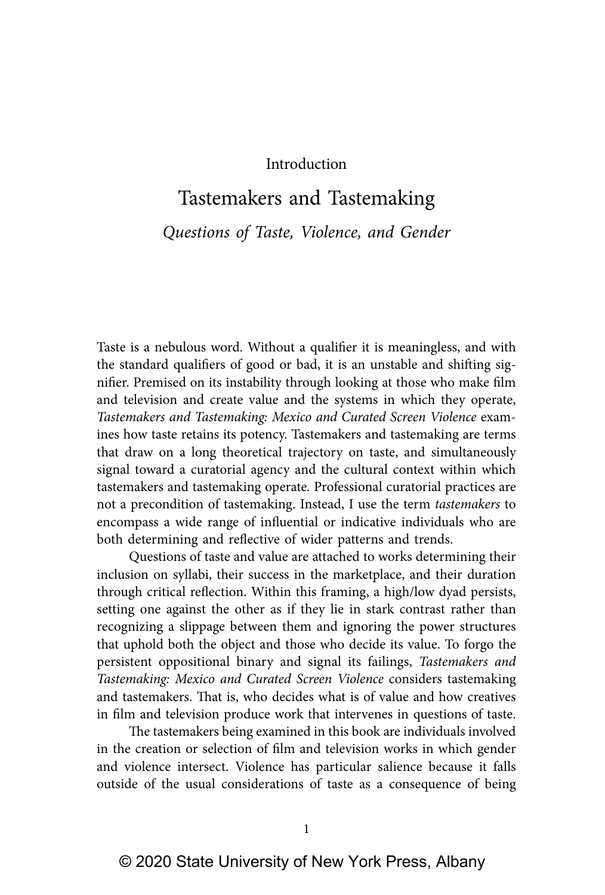Introduction

# Tastemakers and Tastemaking

*Questions of Taste, Violence, and Gender*

Taste is a nebulous word. Without a qualifier it is meaningless, and with the standard qualifiers of good or bad, it is an unstable and shifting signifier. Premised on its instability through looking at those who make film and television and create value and the systems in which they operate, *Tastemakers and Tastemaking: Mexico and Curated Screen Violence* examines how taste retains its potency. Tastemakers and tastemaking are terms that draw on a long theoretical trajectory on taste, and simultaneously signal toward a curatorial agency and the cultural context within which tastemakers and tastemaking operate. Professional curatorial practices are not a precondition of tastemaking. Instead, I use the term *tastemakers* to encompass a wide range of influential or indicative individuals who are both determining and reflective of wider patterns and trends.

Questions of taste and value are attached to works determining their inclusion on syllabi, their success in the marketplace, and their duration through critical reflection. Within this framing, a high/low dyad persists, setting one against the other as if they lie in stark contrast rather than recognizing a slippage between them and ignoring the power structures that uphold both the object and those who decide its value. To forgo the persistent oppositional binary and signal its failings, *Tastemakers and Tastemaking: Mexico and Curated Screen Violence* considers tastemaking and tastemakers. That is, who decides what is of value and how creatives in film and television produce work that intervenes in questions of taste.

The tastemakers being examined in this book are individuals involved in the creation or selection of film and television works in which gender and violence intersect. Violence has particular salience because it falls outside of the usual considerations of taste as a consequence of being

© 2020 State University of New York Press, Albany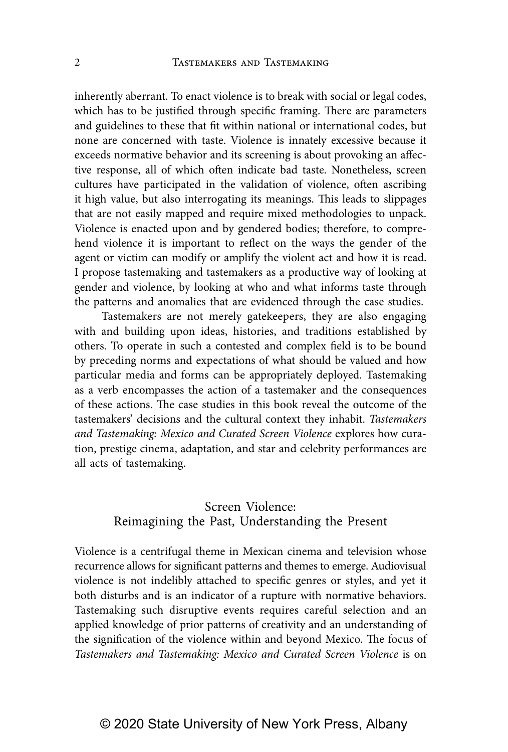inherently aberrant. To enact violence is to break with social or legal codes, which has to be justified through specific framing. There are parameters and guidelines to these that fit within national or international codes, but none are concerned with taste. Violence is innately excessive because it exceeds normative behavior and its screening is about provoking an affective response, all of which often indicate bad taste. Nonetheless, screen cultures have participated in the validation of violence, often ascribing it high value, but also interrogating its meanings. This leads to slippages that are not easily mapped and require mixed methodologies to unpack. Violence is enacted upon and by gendered bodies; therefore, to comprehend violence it is important to reflect on the ways the gender of the agent or victim can modify or amplify the violent act and how it is read. I propose tastemaking and tastemakers as a productive way of looking at gender and violence, by looking at who and what informs taste through the patterns and anomalies that are evidenced through the case studies.

Tastemakers are not merely gatekeepers, they are also engaging with and building upon ideas, histories, and traditions established by others. To operate in such a contested and complex field is to be bound by preceding norms and expectations of what should be valued and how particular media and forms can be appropriately deployed. Tastemaking as a verb encompasses the action of a tastemaker and the consequences of these actions. The case studies in this book reveal the outcome of the tastemakers' decisions and the cultural context they inhabit. *Tastemakers and Tastemaking: Mexico and Curated Screen Violence* explores how curation, prestige cinema, adaptation, and star and celebrity performances are all acts of tastemaking.

## Screen Violence: Reimagining the Past, Understanding the Present

Violence is a centrifugal theme in Mexican cinema and television whose recurrence allows for significant patterns and themes to emerge. Audiovisual violence is not indelibly attached to specific genres or styles, and yet it both disturbs and is an indicator of a rupture with normative behaviors. Tastemaking such disruptive events requires careful selection and an applied knowledge of prior patterns of creativity and an understanding of the signification of the violence within and beyond Mexico. The focus of *Tastemakers and Tastemaking: Mexico and Curated Screen Violence* is on

© 2020 State University of New York Press, Albany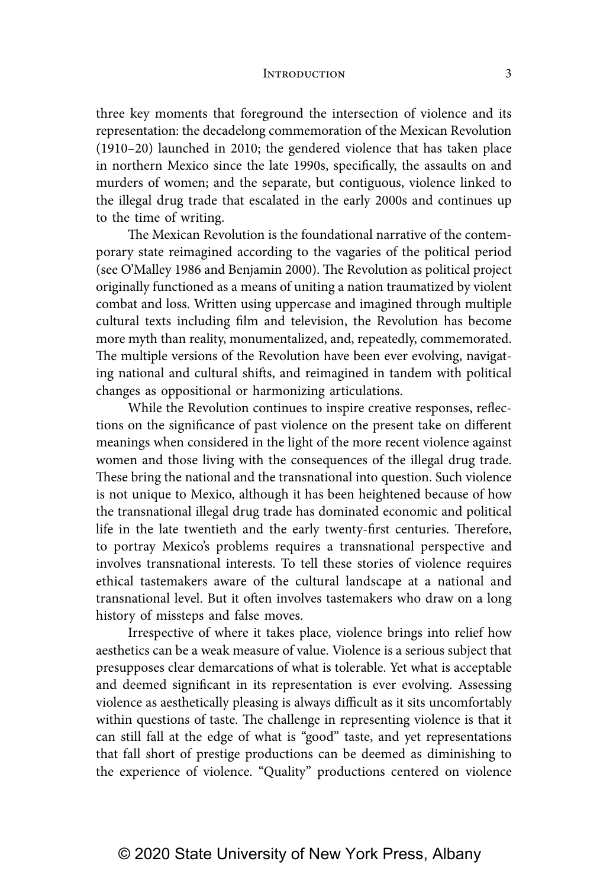three key moments that foreground the intersection of violence and its representation: the decadelong commemoration of the Mexican Revolution (1910–20) launched in 2010; the gendered violence that has taken place in northern Mexico since the late 1990s, specifically, the assaults on and murders of women; and the separate, but contiguous, violence linked to the illegal drug trade that escalated in the early 2000s and continues up to the time of writing.

The Mexican Revolution is the foundational narrative of the contemporary state reimagined according to the vagaries of the political period (see O'Malley 1986 and Benjamin 2000). The Revolution as political project originally functioned as a means of uniting a nation traumatized by violent combat and loss. Written using uppercase and imagined through multiple cultural texts including film and television, the Revolution has become more myth than reality, monumentalized, and, repeatedly, commemorated. The multiple versions of the Revolution have been ever evolving, navigating national and cultural shifts, and reimagined in tandem with political changes as oppositional or harmonizing articulations.

While the Revolution continues to inspire creative responses, reflections on the significance of past violence on the present take on different meanings when considered in the light of the more recent violence against women and those living with the consequences of the illegal drug trade. These bring the national and the transnational into question. Such violence is not unique to Mexico, although it has been heightened because of how the transnational illegal drug trade has dominated economic and political life in the late twentieth and the early twenty-first centuries. Therefore, to portray Mexico's problems requires a transnational perspective and involves transnational interests. To tell these stories of violence requires ethical tastemakers aware of the cultural landscape at a national and transnational level. But it often involves tastemakers who draw on a long history of missteps and false moves.

Irrespective of where it takes place, violence brings into relief how aesthetics can be a weak measure of value. Violence is a serious subject that presupposes clear demarcations of what is tolerable. Yet what is acceptable and deemed significant in its representation is ever evolving. Assessing violence as aesthetically pleasing is always difficult as it sits uncomfortably within questions of taste. The challenge in representing violence is that it can still fall at the edge of what is "good" taste, and yet representations that fall short of prestige productions can be deemed as diminishing to the experience of violence. "Quality" productions centered on violence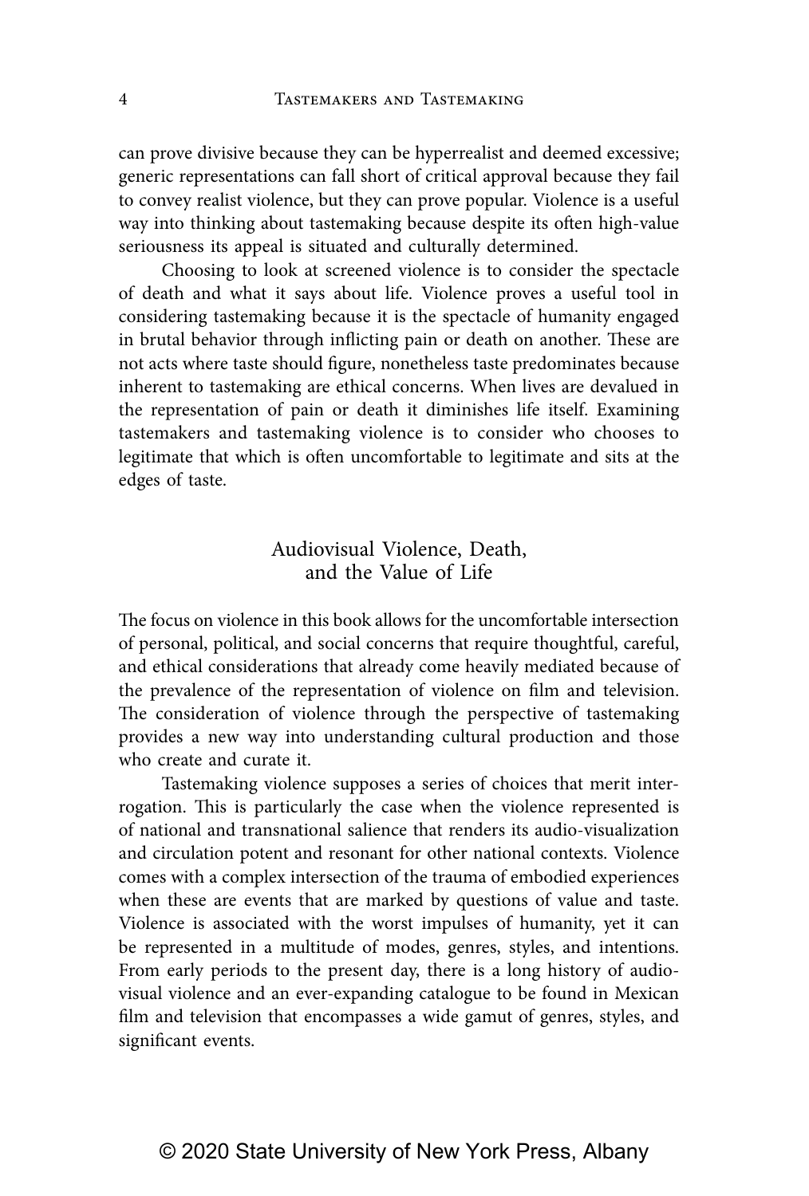can prove divisive because they can be hyperrealist and deemed excessive; generic representations can fall short of critical approval because they fail to convey realist violence, but they can prove popular. Violence is a useful way into thinking about tastemaking because despite its often high-value seriousness its appeal is situated and culturally determined.

Choosing to look at screened violence is to consider the spectacle of death and what it says about life. Violence proves a useful tool in considering tastemaking because it is the spectacle of humanity engaged in brutal behavior through inflicting pain or death on another. These are not acts where taste should figure, nonetheless taste predominates because inherent to tastemaking are ethical concerns. When lives are devalued in the representation of pain or death it diminishes life itself. Examining tastemakers and tastemaking violence is to consider who chooses to legitimate that which is often uncomfortable to legitimate and sits at the edges of taste.

## Audiovisual Violence, Death, and the Value of Life

The focus on violence in this book allows for the uncomfortable intersection of personal, political, and social concerns that require thoughtful, careful, and ethical considerations that already come heavily mediated because of the prevalence of the representation of violence on film and television. The consideration of violence through the perspective of tastemaking provides a new way into understanding cultural production and those who create and curate it.

Tastemaking violence supposes a series of choices that merit interrogation. This is particularly the case when the violence represented is of national and transnational salience that renders its audio-visualization and circulation potent and resonant for other national contexts. Violence comes with a complex intersection of the trauma of embodied experiences when these are events that are marked by questions of value and taste. Violence is associated with the worst impulses of humanity, yet it can be represented in a multitude of modes, genres, styles, and intentions. From early periods to the present day, there is a long history of audiovisual violence and an ever-expanding catalogue to be found in Mexican film and television that encompasses a wide gamut of genres, styles, and significant events.

© 2020 State University of New York Press, Albany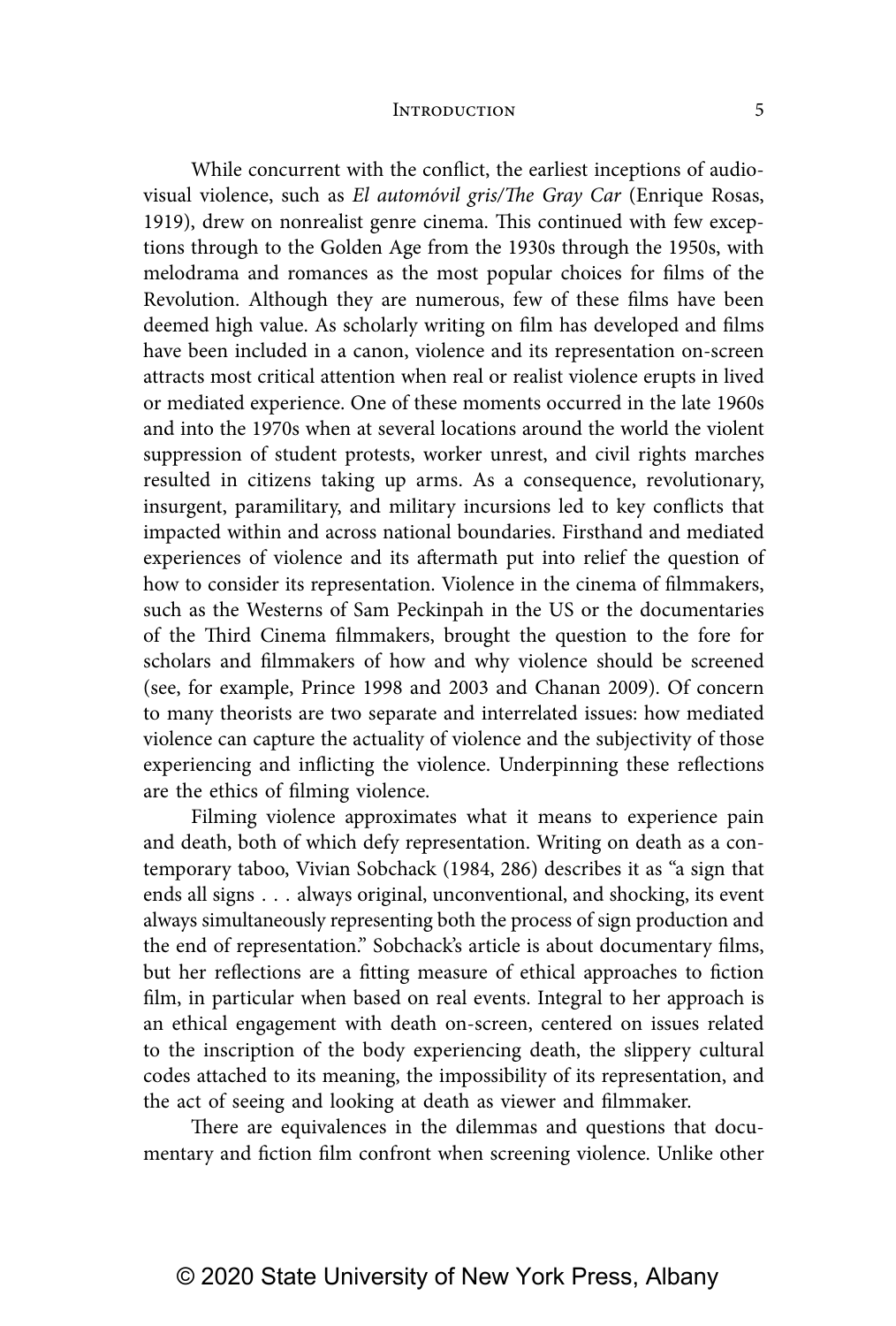While concurrent with the conflict, the earliest inceptions of audiovisual violence, such as *El automóvil gris/The Gray Car* (Enrique Rosas, 1919), drew on nonrealist genre cinema. This continued with few exceptions through to the Golden Age from the 1930s through the 1950s, with melodrama and romances as the most popular choices for films of the Revolution. Although they are numerous, few of these films have been deemed high value. As scholarly writing on film has developed and films have been included in a canon, violence and its representation on-screen attracts most critical attention when real or realist violence erupts in lived or mediated experience. One of these moments occurred in the late 1960s and into the 1970s when at several locations around the world the violent suppression of student protests, worker unrest, and civil rights marches resulted in citizens taking up arms. As a consequence, revolutionary, insurgent, paramilitary, and military incursions led to key conflicts that impacted within and across national boundaries. Firsthand and mediated experiences of violence and its aftermath put into relief the question of how to consider its representation. Violence in the cinema of filmmakers, such as the Westerns of Sam Peckinpah in the US or the documentaries of the Third Cinema filmmakers, brought the question to the fore for scholars and filmmakers of how and why violence should be screened (see, for example, Prince 1998 and 2003 and Chanan 2009). Of concern to many theorists are two separate and interrelated issues: how mediated violence can capture the actuality of violence and the subjectivity of those experiencing and inflicting the violence. Underpinning these reflections are the ethics of filming violence.

Filming violence approximates what it means to experience pain and death, both of which defy representation. Writing on death as a contemporary taboo, Vivian Sobchack (1984, 286) describes it as "a sign that ends all signs . . . always original, unconventional, and shocking, its event always simultaneously representing both the process of sign production and the end of representation." Sobchack's article is about documentary films, but her reflections are a fitting measure of ethical approaches to fiction film, in particular when based on real events. Integral to her approach is an ethical engagement with death on-screen, centered on issues related to the inscription of the body experiencing death, the slippery cultural codes attached to its meaning, the impossibility of its representation, and the act of seeing and looking at death as viewer and filmmaker.

There are equivalences in the dilemmas and questions that documentary and fiction film confront when screening violence. Unlike other

© 2020 State University of New York Press, Albany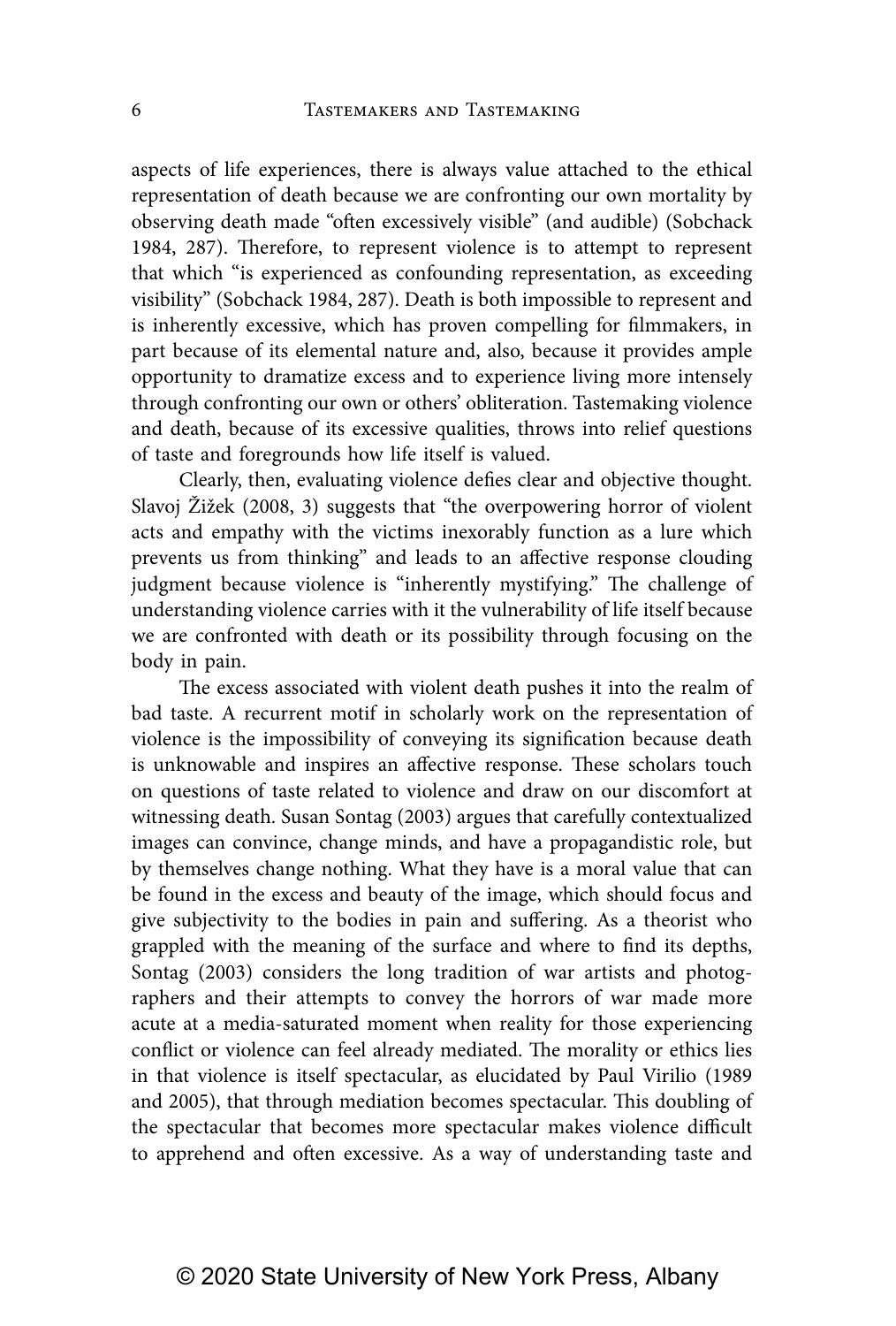aspects of life experiences, there is always value attached to the ethical representation of death because we are confronting our own mortality by observing death made "often excessively visible" (and audible) (Sobchack 1984, 287). Therefore, to represent violence is to attempt to represent that which "is experienced as confounding representation, as exceeding visibility" (Sobchack 1984, 287). Death is both impossible to represent and is inherently excessive, which has proven compelling for filmmakers, in part because of its elemental nature and, also, because it provides ample opportunity to dramatize excess and to experience living more intensely through confronting our own or others' obliteration. Tastemaking violence and death, because of its excessive qualities, throws into relief questions of taste and foregrounds how life itself is valued.

Clearly, then, evaluating violence defies clear and objective thought. Slavoj Žižek (2008, 3) suggests that "the overpowering horror of violent acts and empathy with the victims inexorably function as a lure which prevents us from thinking" and leads to an affective response clouding judgment because violence is "inherently mystifying." The challenge of understanding violence carries with it the vulnerability of life itself because we are confronted with death or its possibility through focusing on the body in pain.

The excess associated with violent death pushes it into the realm of bad taste. A recurrent motif in scholarly work on the representation of violence is the impossibility of conveying its signification because death is unknowable and inspires an affective response. These scholars touch on questions of taste related to violence and draw on our discomfort at witnessing death. Susan Sontag (2003) argues that carefully contextualized images can convince, change minds, and have a propagandistic role, but by themselves change nothing. What they have is a moral value that can be found in the excess and beauty of the image, which should focus and give subjectivity to the bodies in pain and suffering. As a theorist who grappled with the meaning of the surface and where to find its depths, Sontag (2003) considers the long tradition of war artists and photographers and their attempts to convey the horrors of war made more acute at a media-saturated moment when reality for those experiencing conflict or violence can feel already mediated. The morality or ethics lies in that violence is itself spectacular, as elucidated by Paul Virilio (1989 and 2005), that through mediation becomes spectacular. This doubling of the spectacular that becomes more spectacular makes violence difficult to apprehend and often excessive. As a way of understanding taste and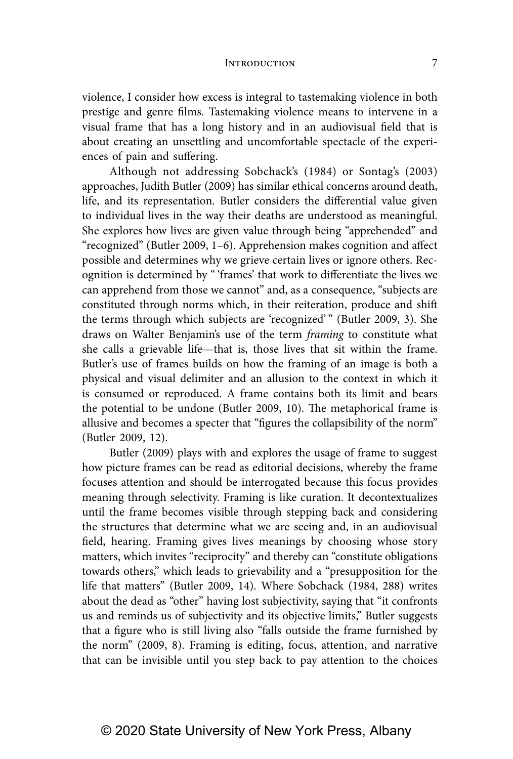violence, I consider how excess is integral to tastemaking violence in both prestige and genre films. Tastemaking violence means to intervene in a visual frame that has a long history and in an audiovisual field that is about creating an unsettling and uncomfortable spectacle of the experiences of pain and suffering.

Although not addressing Sobchack's (1984) or Sontag's (2003) approaches, Judith Butler (2009) has similar ethical concerns around death, life, and its representation. Butler considers the differential value given to individual lives in the way their deaths are understood as meaningful. She explores how lives are given value through being "apprehended" and "recognized" (Butler 2009, 1–6). Apprehension makes cognition and affect possible and determines why we grieve certain lives or ignore others. Recognition is determined by " 'frames' that work to differentiate the lives we can apprehend from those we cannot" and, as a consequence, "subjects are constituted through norms which, in their reiteration, produce and shift the terms through which subjects are 'recognized' " (Butler 2009, 3). She draws on Walter Benjamin's use of the term *framing* to constitute what she calls a grievable life—that is, those lives that sit within the frame. Butler's use of frames builds on how the framing of an image is both a physical and visual delimiter and an allusion to the context in which it is consumed or reproduced. A frame contains both its limit and bears the potential to be undone (Butler 2009, 10). The metaphorical frame is allusive and becomes a specter that "figures the collapsibility of the norm" (Butler 2009, 12).

Butler (2009) plays with and explores the usage of frame to suggest how picture frames can be read as editorial decisions, whereby the frame focuses attention and should be interrogated because this focus provides meaning through selectivity. Framing is like curation. It decontextualizes until the frame becomes visible through stepping back and considering the structures that determine what we are seeing and, in an audiovisual field, hearing. Framing gives lives meanings by choosing whose story matters, which invites "reciprocity" and thereby can "constitute obligations towards others," which leads to grievability and a "presupposition for the life that matters" (Butler 2009, 14). Where Sobchack (1984, 288) writes about the dead as "other" having lost subjectivity, saying that "it confronts us and reminds us of subjectivity and its objective limits," Butler suggests that a figure who is still living also "falls outside the frame furnished by the norm" (2009, 8). Framing is editing, focus, attention, and narrative that can be invisible until you step back to pay attention to the choices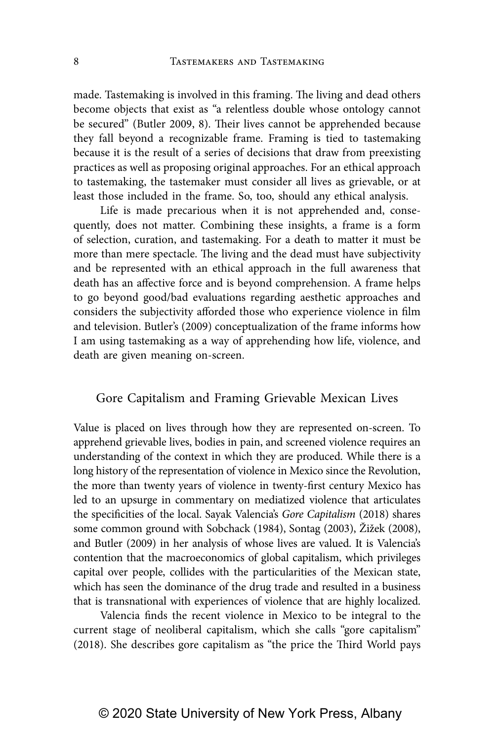made. Tastemaking is involved in this framing. The living and dead others become objects that exist as "a relentless double whose ontology cannot be secured" (Butler 2009, 8). Their lives cannot be apprehended because they fall beyond a recognizable frame. Framing is tied to tastemaking because it is the result of a series of decisions that draw from preexisting practices as well as proposing original approaches. For an ethical approach to tastemaking, the tastemaker must consider all lives as grievable, or at least those included in the frame. So, too, should any ethical analysis.

Life is made precarious when it is not apprehended and, consequently, does not matter. Combining these insights, a frame is a form of selection, curation, and tastemaking. For a death to matter it must be more than mere spectacle. The living and the dead must have subjectivity and be represented with an ethical approach in the full awareness that death has an affective force and is beyond comprehension. A frame helps to go beyond good/bad evaluations regarding aesthetic approaches and considers the subjectivity afforded those who experience violence in film and television. Butler's (2009) conceptualization of the frame informs how I am using tastemaking as a way of apprehending how life, violence, and death are given meaning on-screen.

## Gore Capitalism and Framing Grievable Mexican Lives

Value is placed on lives through how they are represented on-screen. To apprehend grievable lives, bodies in pain, and screened violence requires an understanding of the context in which they are produced. While there is a long history of the representation of violence in Mexico since the Revolution, the more than twenty years of violence in twenty-first century Mexico has led to an upsurge in commentary on mediatized violence that articulates the specificities of the local. Sayak Valencia's *Gore Capitalism* (2018) shares some common ground with Sobchack (1984), Sontag (2003), Žižek (2008), and Butler (2009) in her analysis of whose lives are valued. It is Valencia's contention that the macroeconomics of global capitalism, which privileges capital over people, collides with the particularities of the Mexican state, which has seen the dominance of the drug trade and resulted in a business that is transnational with experiences of violence that are highly localized.

Valencia finds the recent violence in Mexico to be integral to the current stage of neoliberal capitalism, which she calls "gore capitalism" (2018). She describes gore capitalism as "the price the Third World pays

© 2020 State University of New York Press, Albany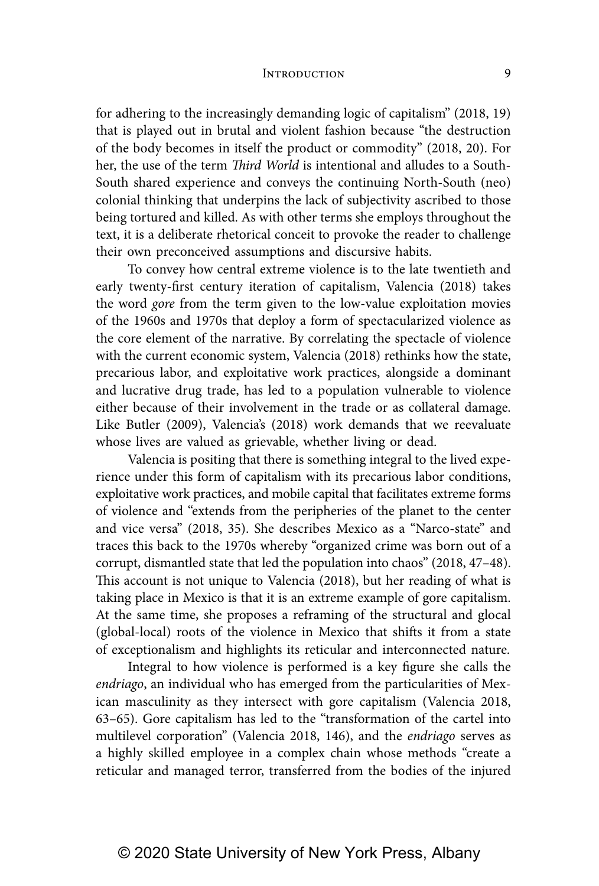for adhering to the increasingly demanding logic of capitalism" (2018, 19) that is played out in brutal and violent fashion because "the destruction of the body becomes in itself the product or commodity" (2018, 20). For her, the use of the term *Third World* is intentional and alludes to a South-South shared experience and conveys the continuing North-South (neo) colonial thinking that underpins the lack of subjectivity ascribed to those being tortured and killed. As with other terms she employs throughout the text, it is a deliberate rhetorical conceit to provoke the reader to challenge their own preconceived assumptions and discursive habits.

To convey how central extreme violence is to the late twentieth and early twenty-first century iteration of capitalism, Valencia (2018) takes the word *gore* from the term given to the low-value exploitation movies of the 1960s and 1970s that deploy a form of spectacularized violence as the core element of the narrative. By correlating the spectacle of violence with the current economic system, Valencia (2018) rethinks how the state, precarious labor, and exploitative work practices, alongside a dominant and lucrative drug trade, has led to a population vulnerable to violence either because of their involvement in the trade or as collateral damage. Like Butler (2009), Valencia's (2018) work demands that we reevaluate whose lives are valued as grievable, whether living or dead.

Valencia is positing that there is something integral to the lived experience under this form of capitalism with its precarious labor conditions, exploitative work practices, and mobile capital that facilitates extreme forms of violence and "extends from the peripheries of the planet to the center and vice versa" (2018, 35). She describes Mexico as a "Narco-state" and traces this back to the 1970s whereby "organized crime was born out of a corrupt, dismantled state that led the population into chaos" (2018, 47–48). This account is not unique to Valencia (2018), but her reading of what is taking place in Mexico is that it is an extreme example of gore capitalism. At the same time, she proposes a reframing of the structural and glocal (global-local) roots of the violence in Mexico that shifts it from a state of exceptionalism and highlights its reticular and interconnected nature.

Integral to how violence is performed is a key figure she calls the *endriago*, an individual who has emerged from the particularities of Mexican masculinity as they intersect with gore capitalism (Valencia 2018, 63–65). Gore capitalism has led to the "transformation of the cartel into multilevel corporation" (Valencia 2018, 146), and the *endriago* serves as a highly skilled employee in a complex chain whose methods "create a reticular and managed terror, transferred from the bodies of the injured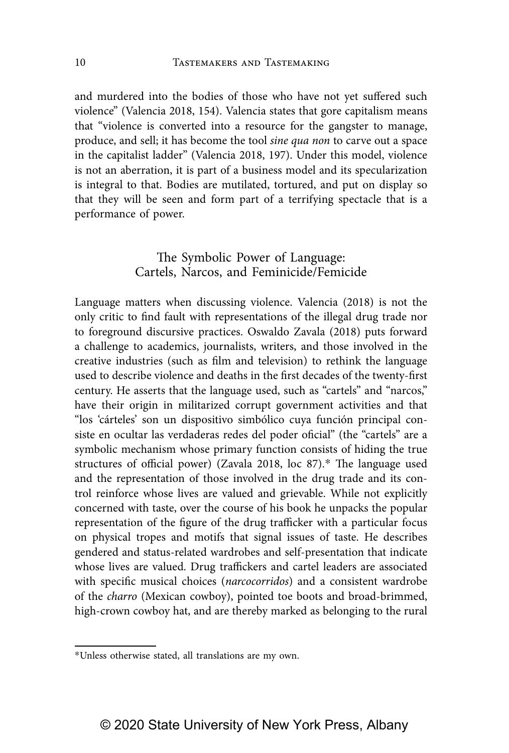and murdered into the bodies of those who have not yet suffered such violence" (Valencia 2018, 154). Valencia states that gore capitalism means that "violence is converted into a resource for the gangster to manage, produce, and sell; it has become the tool *sine qua non* to carve out a space in the capitalist ladder" (Valencia 2018, 197). Under this model, violence is not an aberration, it is part of a business model and its specularization is integral to that. Bodies are mutilated, tortured, and put on display so that they will be seen and form part of a terrifying spectacle that is a performance of power.

## The Symbolic Power of Language: Cartels, Narcos, and Feminicide/Femicide

Language matters when discussing violence. Valencia (2018) is not the only critic to find fault with representations of the illegal drug trade nor to foreground discursive practices. Oswaldo Zavala (2018) puts forward a challenge to academics, journalists, writers, and those involved in the creative industries (such as film and television) to rethink the language used to describe violence and deaths in the first decades of the twenty-first century. He asserts that the language used, such as "cartels" and "narcos," have their origin in militarized corrupt government activities and that "los 'cárteles' son un dispositivo simbólico cuya función principal consiste en ocultar las verdaderas redes del poder oficial" (the "cartels" are a symbolic mechanism whose primary function consists of hiding the true structures of official power) (Zavala 2018, loc 87).* The language used and the representation of those involved in the drug trade and its control reinforce whose lives are valued and grievable. While not explicitly concerned with taste, over the course of his book he unpacks the popular representation of the figure of the drug trafficker with a particular focus on physical tropes and motifs that signal issues of taste. He describes gendered and status-related wardrobes and self-presentation that indicate whose lives are valued. Drug traffickers and cartel leaders are associated with specific musical choices (*narcocorridos*) and a consistent wardrobe of the *charro* (Mexican cowboy), pointed toe boots and broad-brimmed, high-crown cowboy hat, and are thereby marked as belonging to the rural

*Unless otherwise stated, all translations are my own.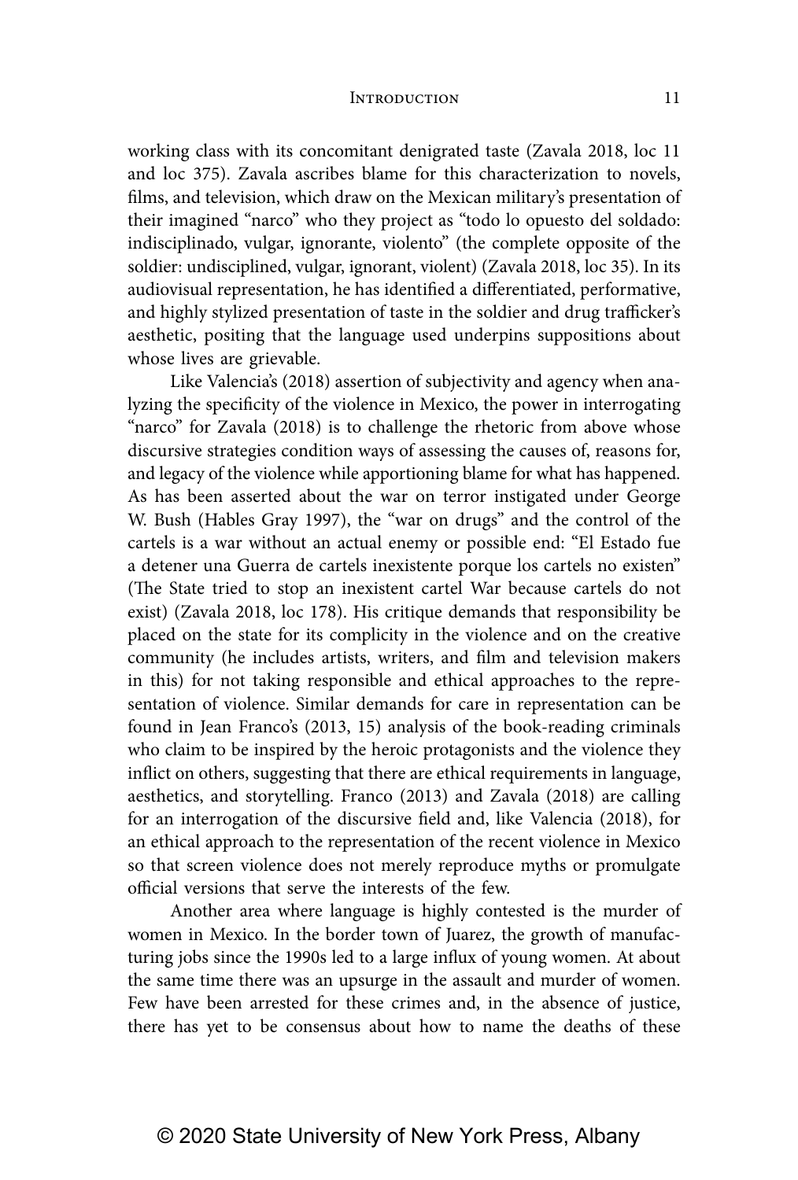working class with its concomitant denigrated taste (Zavala 2018, loc 11 and loc 375). Zavala ascribes blame for this characterization to novels, films, and television, which draw on the Mexican military's presentation of their imagined "narco" who they project as "todo lo opuesto del soldado: indisciplinado, vulgar, ignorante, violento" (the complete opposite of the soldier: undisciplined, vulgar, ignorant, violent) (Zavala 2018, loc 35). In its audiovisual representation, he has identified a differentiated, performative, and highly stylized presentation of taste in the soldier and drug trafficker's aesthetic, positing that the language used underpins suppositions about whose lives are grievable.

Like Valencia's (2018) assertion of subjectivity and agency when analyzing the specificity of the violence in Mexico, the power in interrogating "narco" for Zavala (2018) is to challenge the rhetoric from above whose discursive strategies condition ways of assessing the causes of, reasons for, and legacy of the violence while apportioning blame for what has happened. As has been asserted about the war on terror instigated under George W. Bush (Hables Gray 1997), the "war on drugs" and the control of the cartels is a war without an actual enemy or possible end: "El Estado fue a detener una Guerra de cartels inexistente porque los cartels no existen" (The State tried to stop an inexistent cartel War because cartels do not exist) (Zavala 2018, loc 178). His critique demands that responsibility be placed on the state for its complicity in the violence and on the creative community (he includes artists, writers, and film and television makers in this) for not taking responsible and ethical approaches to the representation of violence. Similar demands for care in representation can be found in Jean Franco's (2013, 15) analysis of the book-reading criminals who claim to be inspired by the heroic protagonists and the violence they inflict on others, suggesting that there are ethical requirements in language, aesthetics, and storytelling. Franco (2013) and Zavala (2018) are calling for an interrogation of the discursive field and, like Valencia (2018), for an ethical approach to the representation of the recent violence in Mexico so that screen violence does not merely reproduce myths or promulgate official versions that serve the interests of the few.

Another area where language is highly contested is the murder of women in Mexico. In the border town of Juarez, the growth of manufacturing jobs since the 1990s led to a large influx of young women. At about the same time there was an upsurge in the assault and murder of women. Few have been arrested for these crimes and, in the absence of justice, there has yet to be consensus about how to name the deaths of these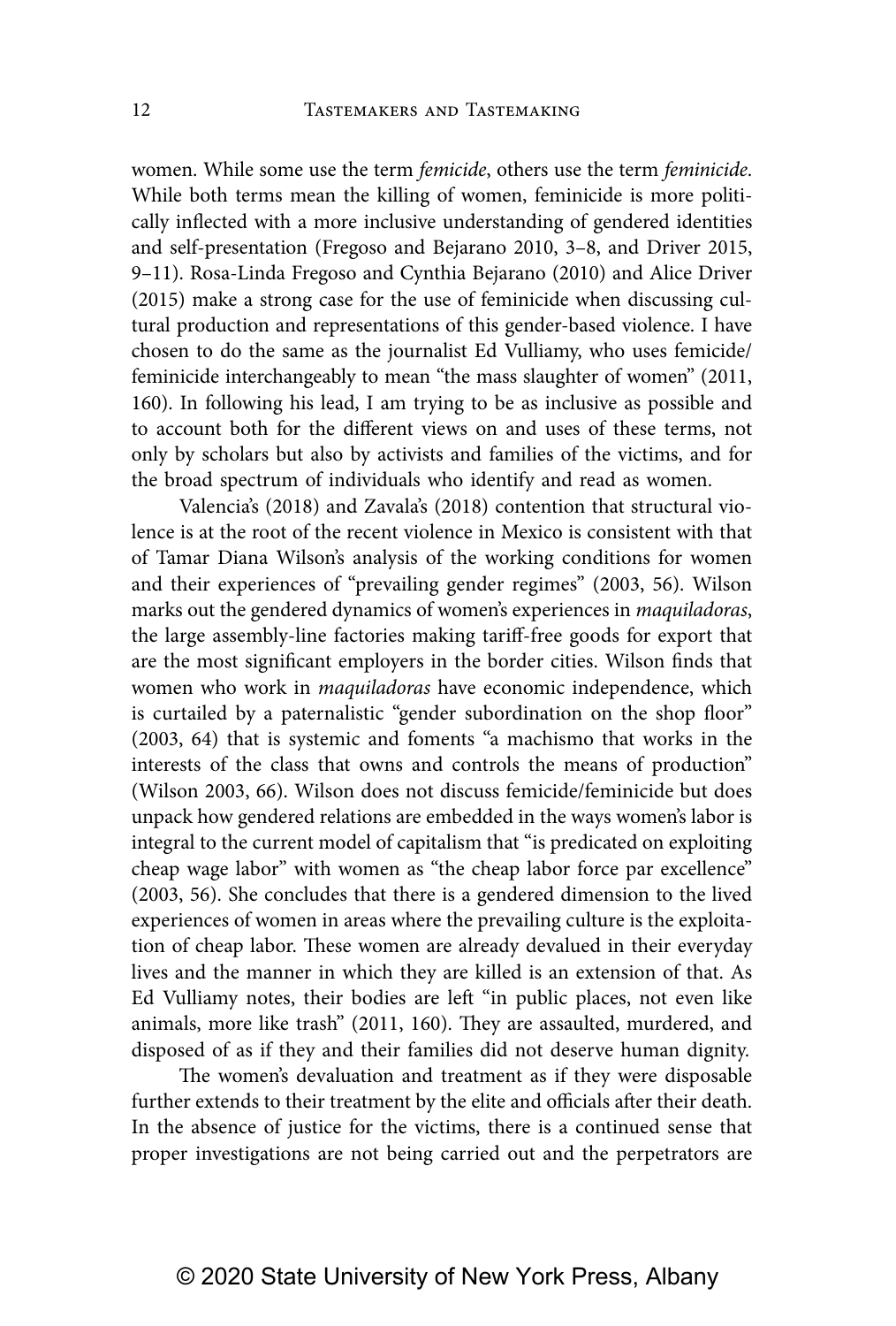women. While some use the term *femicide*, others use the term *feminicide*. While both terms mean the killing of women, feminicide is more politically inflected with a more inclusive understanding of gendered identities and self-presentation (Fregoso and Bejarano 2010, 3–8, and Driver 2015, 9–11). Rosa-Linda Fregoso and Cynthia Bejarano (2010) and Alice Driver (2015) make a strong case for the use of feminicide when discussing cultural production and representations of this gender-based violence. I have chosen to do the same as the journalist Ed Vulliamy, who uses femicide/feminicide interchangeably to mean "the mass slaughter of women" (2011, 160). In following his lead, I am trying to be as inclusive as possible and to account both for the different views on and uses of these terms, not only by scholars but also by activists and families of the victims, and for the broad spectrum of individuals who identify and read as women.

Valencia's (2018) and Zavala's (2018) contention that structural violence is at the root of the recent violence in Mexico is consistent with that of Tamar Diana Wilson's analysis of the working conditions for women and their experiences of "prevailing gender regimes" (2003, 56). Wilson marks out the gendered dynamics of women's experiences in *maquiladoras*, the large assembly-line factories making tariff-free goods for export that are the most significant employers in the border cities. Wilson finds that women who work in *maquiladoras* have economic independence, which is curtailed by a paternalistic "gender subordination on the shop floor" (2003, 64) that is systemic and foments "a machismo that works in the interests of the class that owns and controls the means of production" (Wilson 2003, 66). Wilson does not discuss femicide/feminicide but does unpack how gendered relations are embedded in the ways women's labor is integral to the current model of capitalism that "is predicated on exploiting cheap wage labor" with women as "the cheap labor force par excellence" (2003, 56). She concludes that there is a gendered dimension to the lived experiences of women in areas where the prevailing culture is the exploitation of cheap labor. These women are already devalued in their everyday lives and the manner in which they are killed is an extension of that. As Ed Vulliamy notes, their bodies are left "in public places, not even like animals, more like trash" (2011, 160). They are assaulted, murdered, and disposed of as if they and their families did not deserve human dignity.

The women's devaluation and treatment as if they were disposable further extends to their treatment by the elite and officials after their death. In the absence of justice for the victims, there is a continued sense that proper investigations are not being carried out and the perpetrators are

© 2020 State University of New York Press, Albany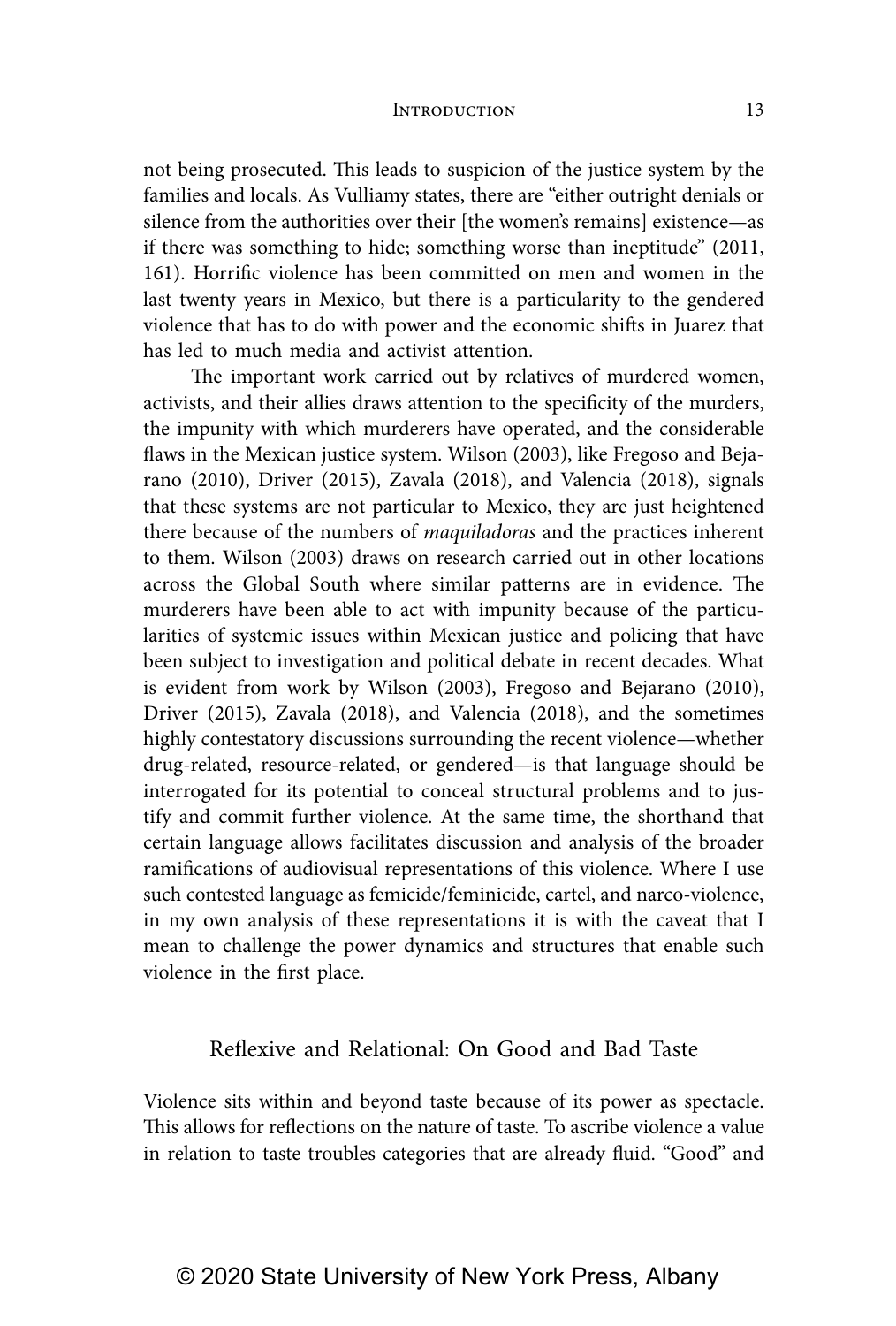not being prosecuted. This leads to suspicion of the justice system by the families and locals. As Vulliamy states, there are "either outright denials or silence from the authorities over their [the women's remains] existence—as if there was something to hide; something worse than ineptitude" (2011, 161). Horrific violence has been committed on men and women in the last twenty years in Mexico, but there is a particularity to the gendered violence that has to do with power and the economic shifts in Juarez that has led to much media and activist attention.

The important work carried out by relatives of murdered women, activists, and their allies draws attention to the specificity of the murders, the impunity with which murderers have operated, and the considerable flaws in the Mexican justice system. Wilson (2003), like Fregoso and Bejarano (2010), Driver (2015), Zavala (2018), and Valencia (2018), signals that these systems are not particular to Mexico, they are just heightened there because of the numbers of *maquiladoras* and the practices inherent to them. Wilson (2003) draws on research carried out in other locations across the Global South where similar patterns are in evidence. The murderers have been able to act with impunity because of the particularities of systemic issues within Mexican justice and policing that have been subject to investigation and political debate in recent decades. What is evident from work by Wilson (2003), Fregoso and Bejarano (2010), Driver (2015), Zavala (2018), and Valencia (2018), and the sometimes highly contestatory discussions surrounding the recent violence—whether drug-related, resource-related, or gendered—is that language should be interrogated for its potential to conceal structural problems and to justify and commit further violence. At the same time, the shorthand that certain language allows facilitates discussion and analysis of the broader ramifications of audiovisual representations of this violence. Where I use such contested language as femicide/feminicide, cartel, and narco-violence, in my own analysis of these representations it is with the caveat that I mean to challenge the power dynamics and structures that enable such violence in the first place.

## Reflexive and Relational: On Good and Bad Taste

Violence sits within and beyond taste because of its power as spectacle. This allows for reflections on the nature of taste. To ascribe violence a value in relation to taste troubles categories that are already fluid. "Good" and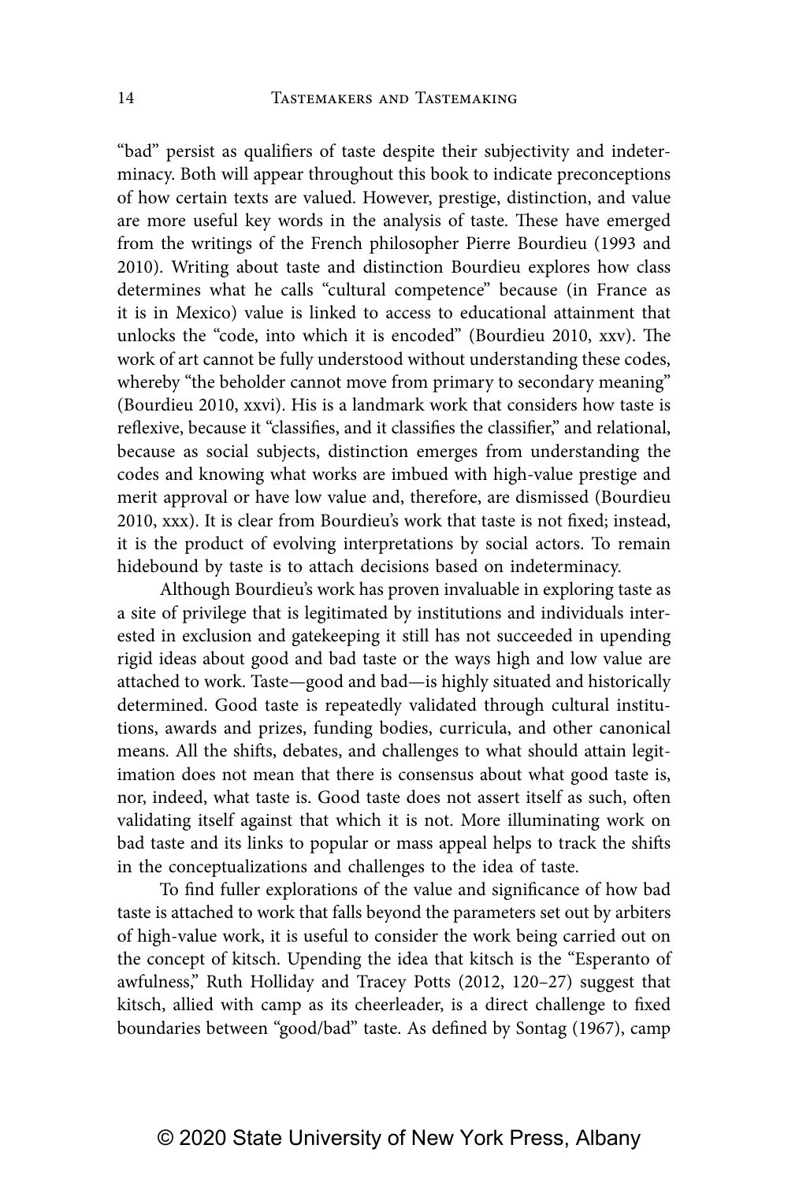"bad" persist as qualifiers of taste despite their subjectivity and indeterminacy. Both will appear throughout this book to indicate preconceptions of how certain texts are valued. However, prestige, distinction, and value are more useful key words in the analysis of taste. These have emerged from the writings of the French philosopher Pierre Bourdieu (1993 and 2010). Writing about taste and distinction Bourdieu explores how class determines what he calls "cultural competence" because (in France as it is in Mexico) value is linked to access to educational attainment that unlocks the "code, into which it is encoded" (Bourdieu 2010, xxv). The work of art cannot be fully understood without understanding these codes, whereby "the beholder cannot move from primary to secondary meaning" (Bourdieu 2010, xxvi). His is a landmark work that considers how taste is reflexive, because it "classifies, and it classifies the classifier," and relational, because as social subjects, distinction emerges from understanding the codes and knowing what works are imbued with high-value prestige and merit approval or have low value and, therefore, are dismissed (Bourdieu 2010, xxx). It is clear from Bourdieu's work that taste is not fixed; instead, it is the product of evolving interpretations by social actors. To remain hidebound by taste is to attach decisions based on indeterminacy.

Although Bourdieu's work has proven invaluable in exploring taste as a site of privilege that is legitimated by institutions and individuals interested in exclusion and gatekeeping it still has not succeeded in upending rigid ideas about good and bad taste or the ways high and low value are attached to work. Taste—good and bad—is highly situated and historically determined. Good taste is repeatedly validated through cultural institutions, awards and prizes, funding bodies, curricula, and other canonical means. All the shifts, debates, and challenges to what should attain legitimation does not mean that there is consensus about what good taste is, nor, indeed, what taste is. Good taste does not assert itself as such, often validating itself against that which it is not. More illuminating work on bad taste and its links to popular or mass appeal helps to track the shifts in the conceptualizations and challenges to the idea of taste.

To find fuller explorations of the value and significance of how bad taste is attached to work that falls beyond the parameters set out by arbiters of high-value work, it is useful to consider the work being carried out on the concept of kitsch. Upending the idea that kitsch is the "Esperanto of awfulness," Ruth Holliday and Tracey Potts (2012, 120–27) suggest that kitsch, allied with camp as its cheerleader, is a direct challenge to fixed boundaries between "good/bad" taste. As defined by Sontag (1967), camp

© 2020 State University of New York Press, Albany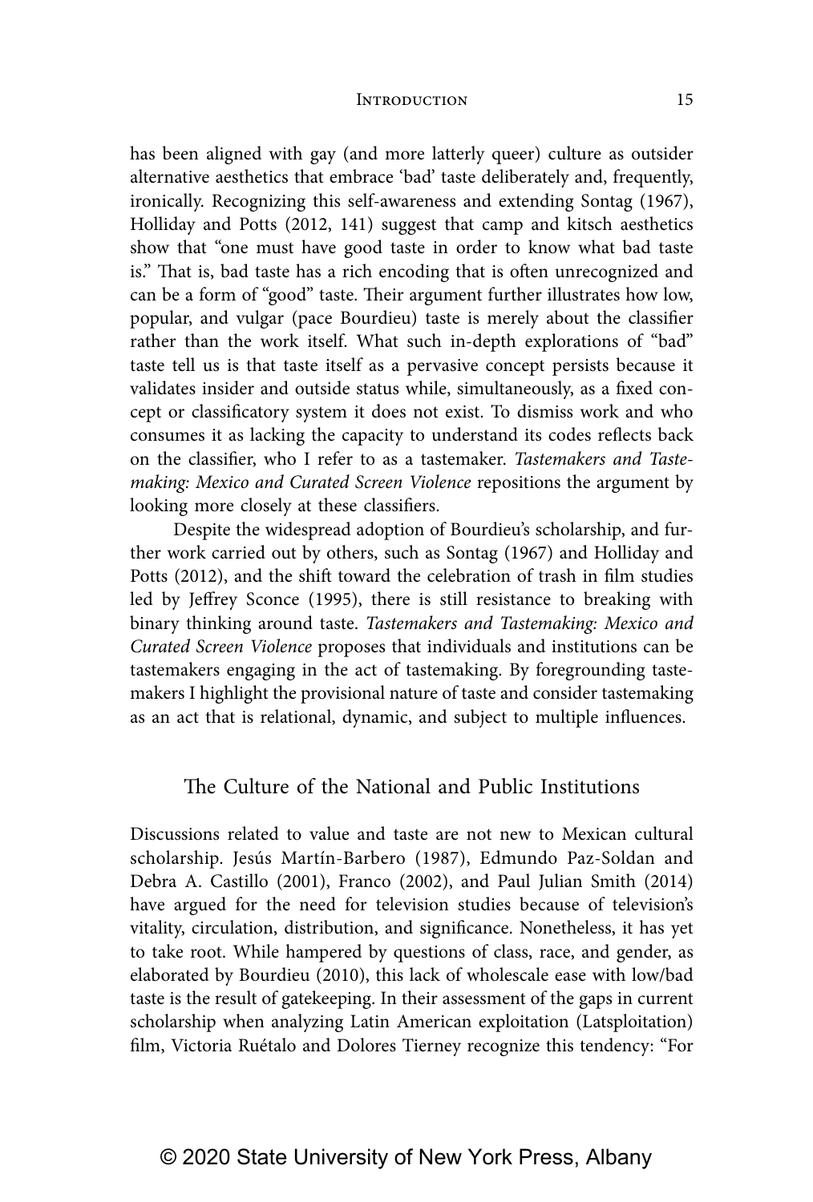has been aligned with gay (and more latterly queer) culture as outsider alternative aesthetics that embrace 'bad' taste deliberately and, frequently, ironically. Recognizing this self-awareness and extending Sontag (1967), Holliday and Potts (2012, 141) suggest that camp and kitsch aesthetics show that "one must have good taste in order to know what bad taste is." That is, bad taste has a rich encoding that is often unrecognized and can be a form of "good" taste. Their argument further illustrates how low, popular, and vulgar (pace Bourdieu) taste is merely about the classifier rather than the work itself. What such in-depth explorations of "bad" taste tell us is that taste itself as a pervasive concept persists because it validates insider and outside status while, simultaneously, as a fixed concept or classificatory system it does not exist. To dismiss work and who consumes it as lacking the capacity to understand its codes reflects back on the classifier, who I refer to as a tastemaker. *Tastemakers and Tastemaking: Mexico and Curated Screen Violence* repositions the argument by looking more closely at these classifiers.

Despite the widespread adoption of Bourdieu's scholarship, and further work carried out by others, such as Sontag (1967) and Holliday and Potts (2012), and the shift toward the celebration of trash in film studies led by Jeffrey Sconce (1995), there is still resistance to breaking with binary thinking around taste. *Tastemakers and Tastemaking: Mexico and Curated Screen Violence* proposes that individuals and institutions can be tastemakers engaging in the act of tastemaking. By foregrounding tastemakers I highlight the provisional nature of taste and consider tastemaking as an act that is relational, dynamic, and subject to multiple influences.

## The Culture of the National and Public Institutions

Discussions related to value and taste are not new to Mexican cultural scholarship. Jesús Martín-Barbero (1987), Edmundo Paz-Soldan and Debra A. Castillo (2001), Franco (2002), and Paul Julian Smith (2014) have argued for the need for television studies because of television's vitality, circulation, distribution, and significance. Nonetheless, it has yet to take root. While hampered by questions of class, race, and gender, as elaborated by Bourdieu (2010), this lack of wholescale ease with low/bad taste is the result of gatekeeping. In their assessment of the gaps in current scholarship when analyzing Latin American exploitation (Latsploitation) film, Victoria Ruétalo and Dolores Tierney recognize this tendency: "For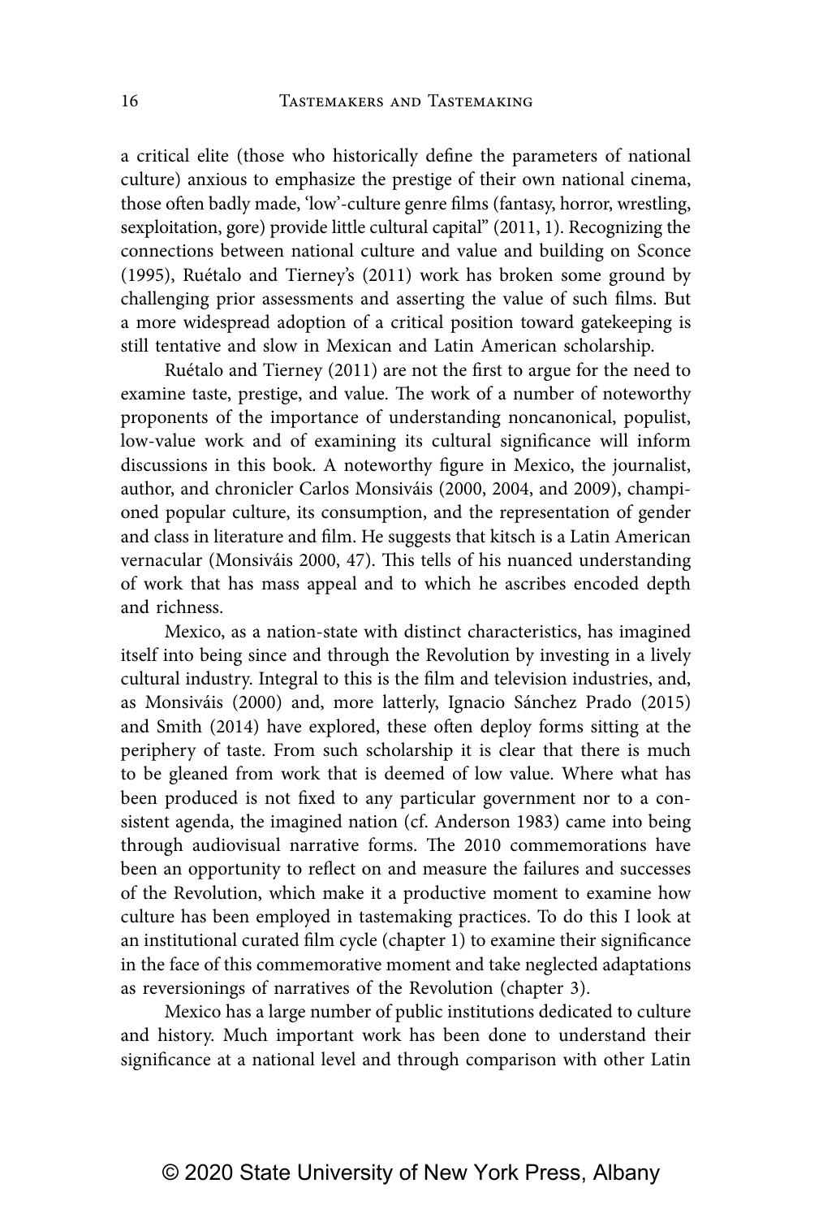a critical elite (those who historically define the parameters of national culture) anxious to emphasize the prestige of their own national cinema, those often badly made, 'low'-culture genre films (fantasy, horror, wrestling, sexploitation, gore) provide little cultural capital" (2011, 1). Recognizing the connections between national culture and value and building on Sconce (1995), Ruétalo and Tierney's (2011) work has broken some ground by challenging prior assessments and asserting the value of such films. But a more widespread adoption of a critical position toward gatekeeping is still tentative and slow in Mexican and Latin American scholarship.

Ruétalo and Tierney (2011) are not the first to argue for the need to examine taste, prestige, and value. The work of a number of noteworthy proponents of the importance of understanding noncanonical, populist, low-value work and of examining its cultural significance will inform discussions in this book. A noteworthy figure in Mexico, the journalist, author, and chronicler Carlos Monsiváis (2000, 2004, and 2009), championed popular culture, its consumption, and the representation of gender and class in literature and film. He suggests that kitsch is a Latin American vernacular (Monsiváis 2000, 47). This tells of his nuanced understanding of work that has mass appeal and to which he ascribes encoded depth and richness.

Mexico, as a nation-state with distinct characteristics, has imagined itself into being since and through the Revolution by investing in a lively cultural industry. Integral to this is the film and television industries, and, as Monsiváis (2000) and, more latterly, Ignacio Sánchez Prado (2015) and Smith (2014) have explored, these often deploy forms sitting at the periphery of taste. From such scholarship it is clear that there is much to be gleaned from work that is deemed of low value. Where what has been produced is not fixed to any particular government nor to a consistent agenda, the imagined nation (cf. Anderson 1983) came into being through audiovisual narrative forms. The 2010 commemorations have been an opportunity to reflect on and measure the failures and successes of the Revolution, which make it a productive moment to examine how culture has been employed in tastemaking practices. To do this I look at an institutional curated film cycle (chapter 1) to examine their significance in the face of this commemorative moment and take neglected adaptations as reversionings of narratives of the Revolution (chapter 3).

Mexico has a large number of public institutions dedicated to culture and history. Much important work has been done to understand their significance at a national level and through comparison with other Latin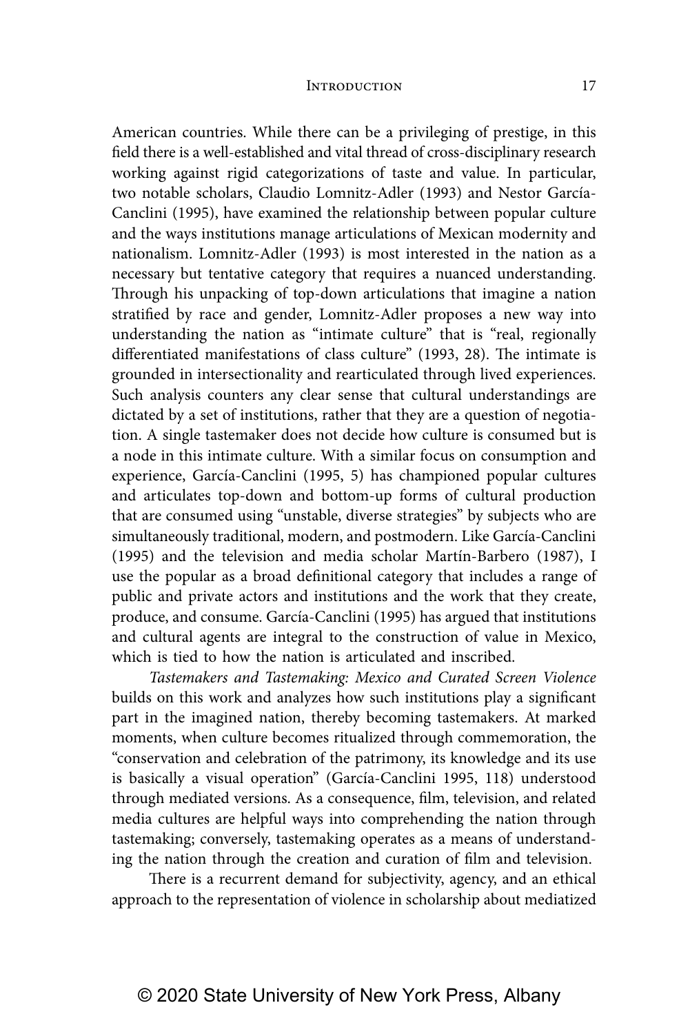American countries. While there can be a privileging of prestige, in this field there is a well-established and vital thread of cross-disciplinary research working against rigid categorizations of taste and value. In particular, two notable scholars, Claudio Lomnitz-Adler (1993) and Nestor García-Canclini (1995), have examined the relationship between popular culture and the ways institutions manage articulations of Mexican modernity and nationalism. Lomnitz-Adler (1993) is most interested in the nation as a necessary but tentative category that requires a nuanced understanding. Through his unpacking of top-down articulations that imagine a nation stratified by race and gender, Lomnitz-Adler proposes a new way into understanding the nation as "intimate culture" that is "real, regionally differentiated manifestations of class culture" (1993, 28). The intimate is grounded in intersectionality and rearticulated through lived experiences. Such analysis counters any clear sense that cultural understandings are dictated by a set of institutions, rather that they are a question of negotiation. A single tastemaker does not decide how culture is consumed but is a node in this intimate culture. With a similar focus on consumption and experience, García-Canclini (1995, 5) has championed popular cultures and articulates top-down and bottom-up forms of cultural production that are consumed using "unstable, diverse strategies" by subjects who are simultaneously traditional, modern, and postmodern. Like García-Canclini (1995) and the television and media scholar Martín-Barbero (1987), I use the popular as a broad definitional category that includes a range of public and private actors and institutions and the work that they create, produce, and consume. García-Canclini (1995) has argued that institutions and cultural agents are integral to the construction of value in Mexico, which is tied to how the nation is articulated and inscribed.

*Tastemakers and Tastemaking: Mexico and Curated Screen Violence* builds on this work and analyzes how such institutions play a significant part in the imagined nation, thereby becoming tastemakers. At marked moments, when culture becomes ritualized through commemoration, the "conservation and celebration of the patrimony, its knowledge and its use is basically a visual operation" (García-Canclini 1995, 118) understood through mediated versions. As a consequence, film, television, and related media cultures are helpful ways into comprehending the nation through tastemaking; conversely, tastemaking operates as a means of understanding the nation through the creation and curation of film and television.

There is a recurrent demand for subjectivity, agency, and an ethical approach to the representation of violence in scholarship about mediatized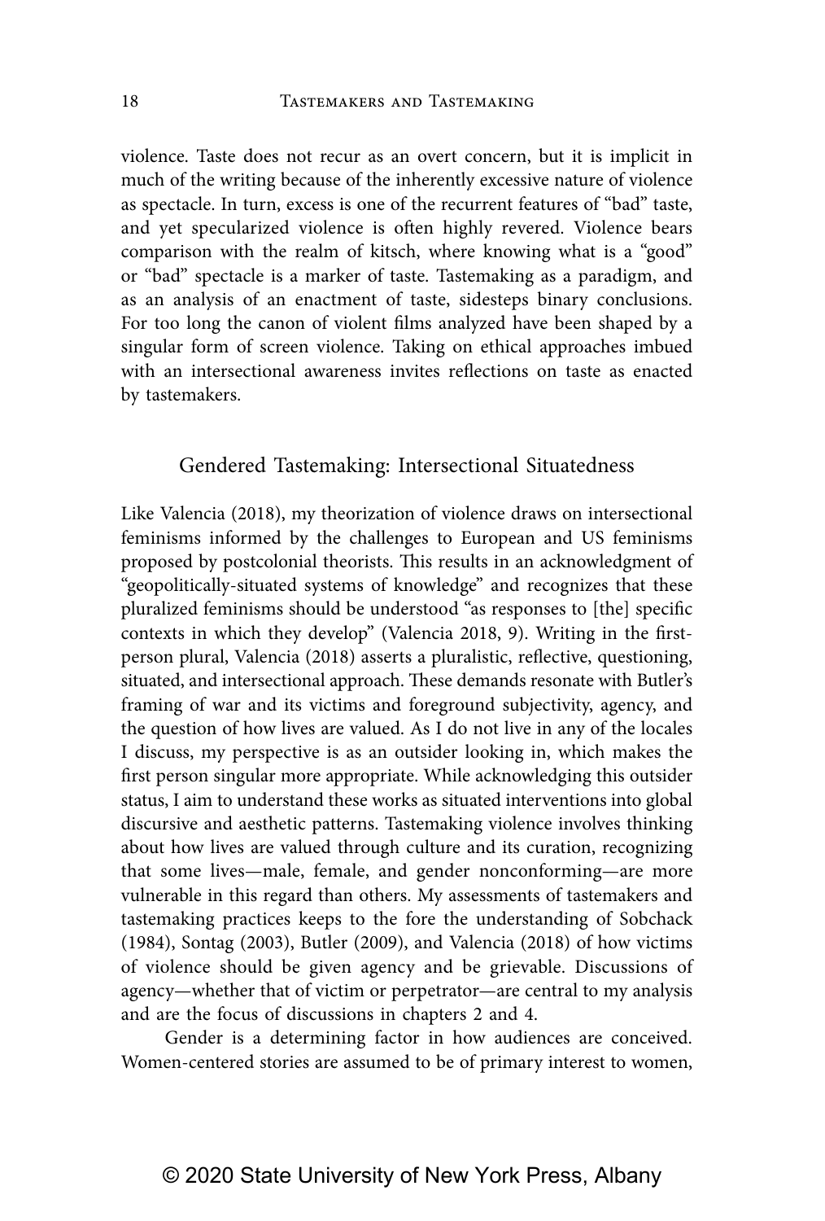violence. Taste does not recur as an overt concern, but it is implicit in much of the writing because of the inherently excessive nature of violence as spectacle. In turn, excess is one of the recurrent features of "bad" taste, and yet specularized violence is often highly revered. Violence bears comparison with the realm of kitsch, where knowing what is a "good" or "bad" spectacle is a marker of taste. Tastemaking as a paradigm, and as an analysis of an enactment of taste, sidesteps binary conclusions. For too long the canon of violent films analyzed have been shaped by a singular form of screen violence. Taking on ethical approaches imbued with an intersectional awareness invites reflections on taste as enacted by tastemakers.

## Gendered Tastemaking: Intersectional Situatedness

Like Valencia (2018), my theorization of violence draws on intersectional feminisms informed by the challenges to European and US feminisms proposed by postcolonial theorists. This results in an acknowledgment of "geopolitically-situated systems of knowledge" and recognizes that these pluralized feminisms should be understood "as responses to [the] specific contexts in which they develop" (Valencia 2018, 9). Writing in the first-person plural, Valencia (2018) asserts a pluralistic, reflective, questioning, situated, and intersectional approach. These demands resonate with Butler's framing of war and its victims and foreground subjectivity, agency, and the question of how lives are valued. As I do not live in any of the locales I discuss, my perspective is as an outsider looking in, which makes the first person singular more appropriate. While acknowledging this outsider status, I aim to understand these works as situated interventions into global discursive and aesthetic patterns. Tastemaking violence involves thinking about how lives are valued through culture and its curation, recognizing that some lives—male, female, and gender nonconforming—are more vulnerable in this regard than others. My assessments of tastemakers and tastemaking practices keeps to the fore the understanding of Sobchack (1984), Sontag (2003), Butler (2009), and Valencia (2018) of how victims of violence should be given agency and be grievable. Discussions of agency—whether that of victim or perpetrator—are central to my analysis and are the focus of discussions in chapters 2 and 4.

Gender is a determining factor in how audiences are conceived. Women-centered stories are assumed to be of primary interest to women,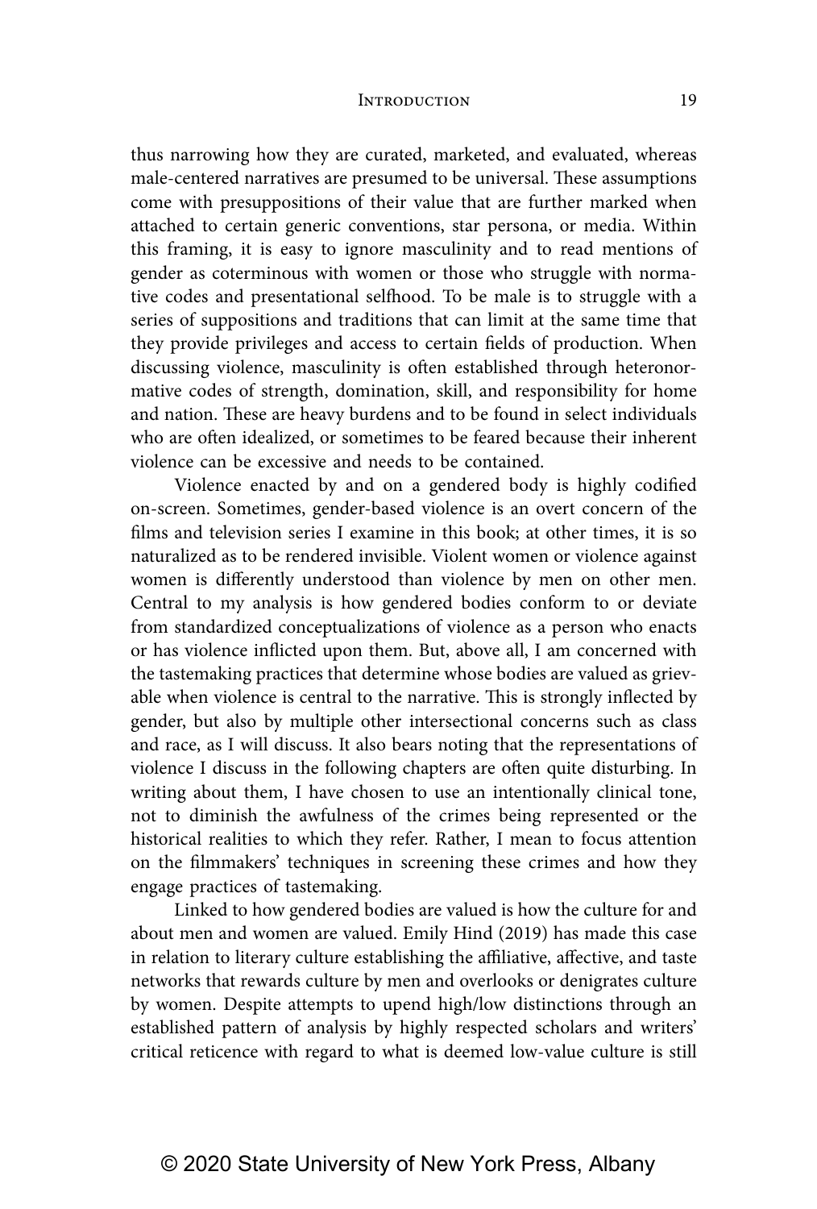thus narrowing how they are curated, marketed, and evaluated, whereas male-centered narratives are presumed to be universal. These assumptions come with presuppositions of their value that are further marked when attached to certain generic conventions, star persona, or media. Within this framing, it is easy to ignore masculinity and to read mentions of gender as coterminous with women or those who struggle with normative codes and presentational selfhood. To be male is to struggle with a series of suppositions and traditions that can limit at the same time that they provide privileges and access to certain fields of production. When discussing violence, masculinity is often established through heteronormative codes of strength, domination, skill, and responsibility for home and nation. These are heavy burdens and to be found in select individuals who are often idealized, or sometimes to be feared because their inherent violence can be excessive and needs to be contained.

Violence enacted by and on a gendered body is highly codified on-screen. Sometimes, gender-based violence is an overt concern of the films and television series I examine in this book; at other times, it is so naturalized as to be rendered invisible. Violent women or violence against women is differently understood than violence by men on other men. Central to my analysis is how gendered bodies conform to or deviate from standardized conceptualizations of violence as a person who enacts or has violence inflicted upon them. But, above all, I am concerned with the tastemaking practices that determine whose bodies are valued as grievable when violence is central to the narrative. This is strongly inflected by gender, but also by multiple other intersectional concerns such as class and race, as I will discuss. It also bears noting that the representations of violence I discuss in the following chapters are often quite disturbing. In writing about them, I have chosen to use an intentionally clinical tone, not to diminish the awfulness of the crimes being represented or the historical realities to which they refer. Rather, I mean to focus attention on the filmmakers' techniques in screening these crimes and how they engage practices of tastemaking.

Linked to how gendered bodies are valued is how the culture for and about men and women are valued. Emily Hind (2019) has made this case in relation to literary culture establishing the affiliative, affective, and taste networks that rewards culture by men and overlooks or denigrates culture by women. Despite attempts to upend high/low distinctions through an established pattern of analysis by highly respected scholars and writers' critical reticence with regard to what is deemed low-value culture is still

© 2020 State University of New York Press, Albany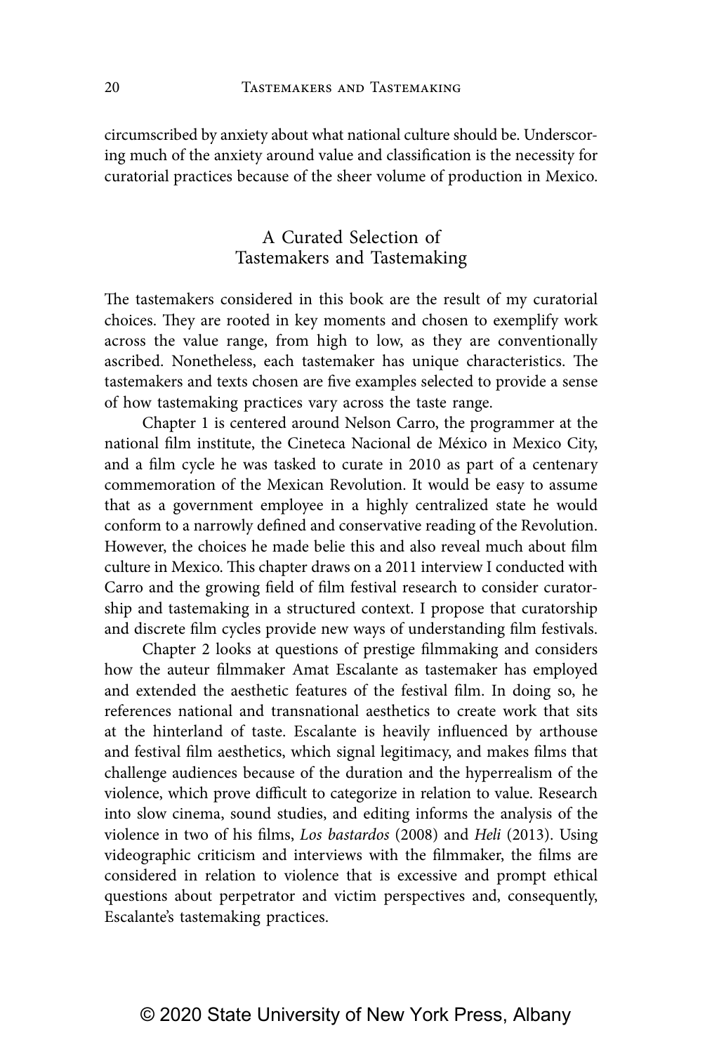circumscribed by anxiety about what national culture should be. Underscoring much of the anxiety around value and classification is the necessity for curatorial practices because of the sheer volume of production in Mexico.

## A Curated Selection of Tastemakers and Tastemaking

The tastemakers considered in this book are the result of my curatorial choices. They are rooted in key moments and chosen to exemplify work across the value range, from high to low, as they are conventionally ascribed. Nonetheless, each tastemaker has unique characteristics. The tastemakers and texts chosen are five examples selected to provide a sense of how tastemaking practices vary across the taste range.

Chapter 1 is centered around Nelson Carro, the programmer at the national film institute, the Cineteca Nacional de México in Mexico City, and a film cycle he was tasked to curate in 2010 as part of a centenary commemoration of the Mexican Revolution. It would be easy to assume that as a government employee in a highly centralized state he would conform to a narrowly defined and conservative reading of the Revolution. However, the choices he made belie this and also reveal much about film culture in Mexico. This chapter draws on a 2011 interview I conducted with Carro and the growing field of film festival research to consider curatorship and tastemaking in a structured context. I propose that curatorship and discrete film cycles provide new ways of understanding film festivals.

Chapter 2 looks at questions of prestige filmmaking and considers how the auteur filmmaker Amat Escalante as tastemaker has employed and extended the aesthetic features of the festival film. In doing so, he references national and transnational aesthetics to create work that sits at the hinterland of taste. Escalante is heavily influenced by arthouse and festival film aesthetics, which signal legitimacy, and makes films that challenge audiences because of the duration and the hyperrealism of the violence, which prove difficult to categorize in relation to value. Research into slow cinema, sound studies, and editing informs the analysis of the violence in two of his films, *Los bastardos* (2008) and *Heli* (2013). Using videographic criticism and interviews with the filmmaker, the films are considered in relation to violence that is excessive and prompt ethical questions about perpetrator and victim perspectives and, consequently, Escalante's tastemaking practices.

© 2020 State University of New York Press, Albany